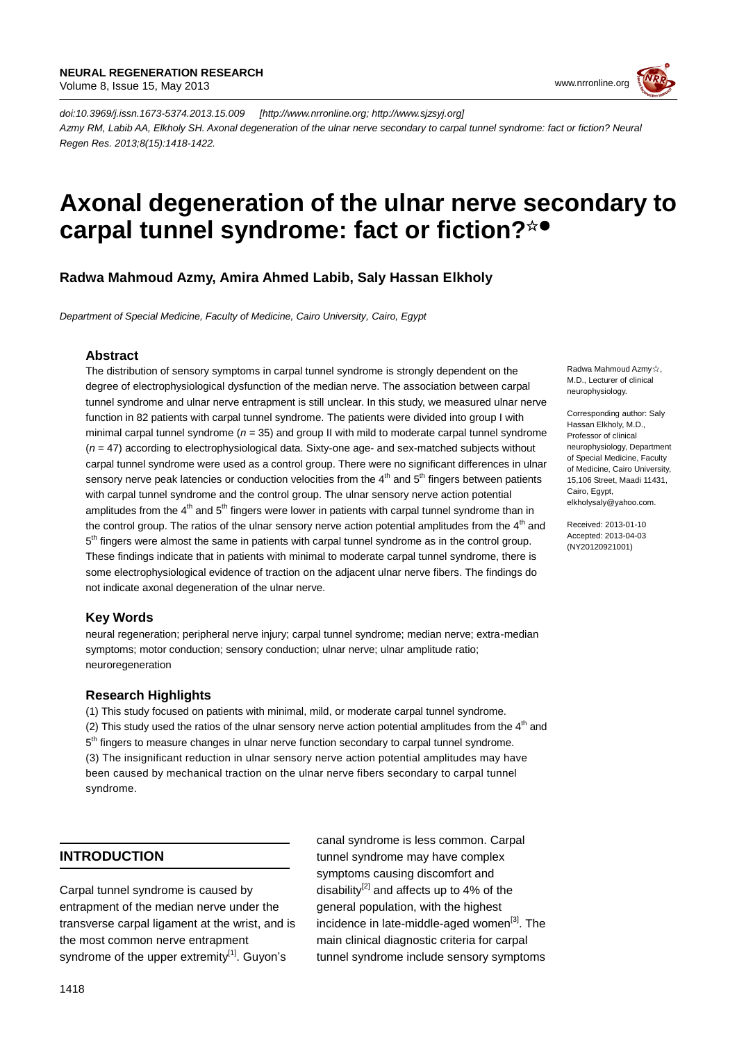doi:10.3969/j.issn.1673-5374.2013.15.009 [http://www.nrronline.org; http://www.sjzsyj.org]

Azmy RM, Labib AA, Elkholy SH. Axonal degeneration of the ulnar nerve secondary to carpal tunnel syndrome: fact or fiction? Neural Regen Res. 2013;8(15):1418-1422.

# Axonal degeneration of the ulnar nerve secondary to carpal tunnel syndrome: fact or fiction?☆●

**Radwa Mahmoud Azmy, Amira Ahmed Labib, Saly Hassan Elkholy**

*Department of Special Medicine, Faculty of Medicine, Cairo University, Cairo, Egypt*

Radwa Mahmoud Azmy☆, M.D., Lecturer of clinical neurophysiology.

Corresponding author: Saly Hassan Elkholy, M.D., Professor of clinical neurophysiology, Department of Special Medicine, Faculty of Medicine, Cairo University, 15,106 Street, Maadi 11431, Cairo, Egypt, elkholysaly@yahoo.com.

Received: 2013-01-10
Accepted: 2013-04-03
(NY20120921001)

### Abstract

The distribution of sensory symptoms in carpal tunnel syndrome is strongly dependent on the degree of electrophysiological dysfunction of the median nerve. The association between carpal tunnel syndrome and ulnar nerve entrapment is still unclear. In this study, we measured ulnar nerve function in 82 patients with carpal tunnel syndrome. The patients were divided into group I with minimal carpal tunnel syndrome ($n$ = 35) and group II with mild to moderate carpal tunnel syndrome ($n$ = 47) according to electrophysiological data. Sixty-one age- and sex-matched subjects without carpal tunnel syndrome were used as a control group. There were no significant differences in ulnar sensory nerve peak latencies or conduction velocities from the 4th and 5th fingers between patients with carpal tunnel syndrome and the control group. The ulnar sensory nerve action potential amplitudes from the 4th and 5th fingers were lower in patients with carpal tunnel syndrome than in the control group. The ratios of the ulnar sensory nerve action potential amplitudes from the 4th and 5th fingers were almost the same in patients with carpal tunnel syndrome as in the control group. These findings indicate that in patients with minimal to moderate carpal tunnel syndrome, there is some electrophysiological evidence of traction on the adjacent ulnar nerve fibers. The findings do not indicate axonal degeneration of the ulnar nerve.

### Key Words

neural regeneration; peripheral nerve injury; carpal tunnel syndrome; median nerve; extra-median symptoms; motor conduction; sensory conduction; ulnar nerve; ulnar amplitude ratio; neuroregeneration

### Research Highlights

(1) This study focused on patients with minimal, mild, or moderate carpal tunnel syndrome.
(2) This study used the ratios of the ulnar sensory nerve action potential amplitudes from the 4th and 5th fingers to measure changes in ulnar nerve function secondary to carpal tunnel syndrome.
(3) The insignificant reduction in ulnar sensory nerve action potential amplitudes may have been caused by mechanical traction on the ulnar nerve fibers secondary to carpal tunnel syndrome.

## INTRODUCTION

Carpal tunnel syndrome is caused by entrapment of the median nerve under the transverse carpal ligament at the wrist, and is the most common nerve entrapment syndrome of the upper extremity[1]. Guyon's canal syndrome is less common. Carpal tunnel syndrome may have complex symptoms causing discomfort and disability[2] and affects up to 4% of the general population, with the highest incidence in late-middle-aged women[3]. The main clinical diagnostic criteria for carpal tunnel syndrome include sensory symptoms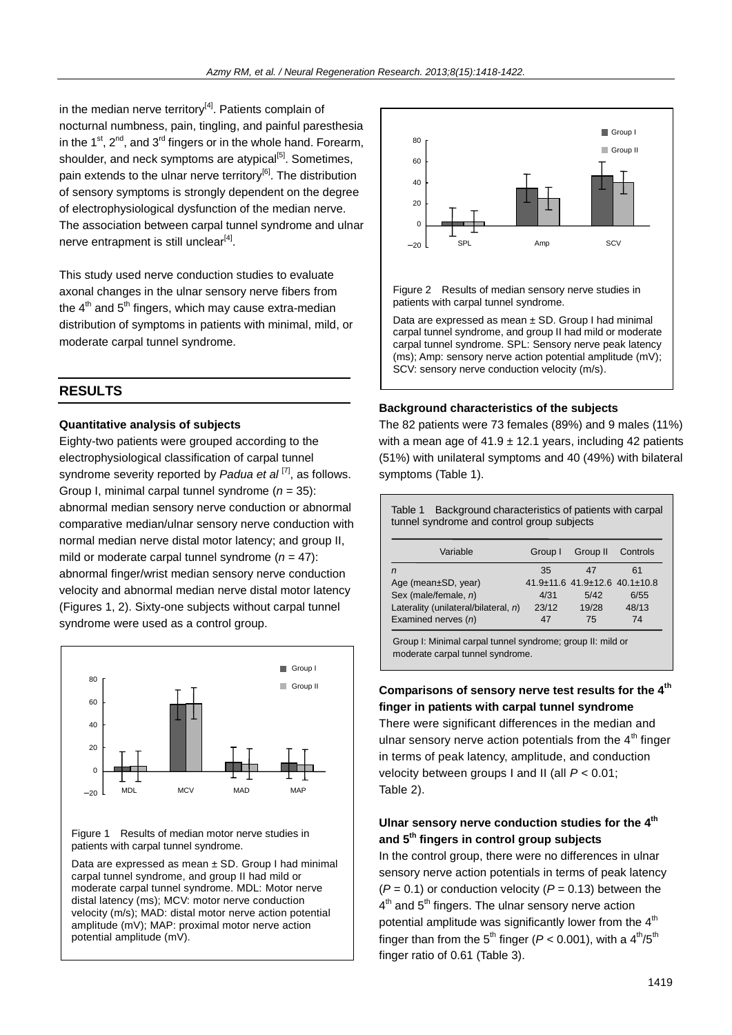in the median nerve territory[4]. Patients complain of nocturnal numbness, pain, tingling, and painful paresthesia in the 1st, 2nd, and 3rd fingers or in the whole hand. Forearm, shoulder, and neck symptoms are atypical[5]. Sometimes, pain extends to the ulnar nerve territory[6]. The distribution of sensory symptoms is strongly dependent on the degree of electrophysiological dysfunction of the median nerve. The association between carpal tunnel syndrome and ulnar nerve entrapment is still unclear[4].

This study used nerve conduction studies to evaluate axonal changes in the ulnar sensory nerve fibers from the 4th and 5th fingers, which may cause extra-median distribution of symptoms in patients with minimal, mild, or moderate carpal tunnel syndrome.

## RESULTS

### Quantitative analysis of subjects

Eighty-two patients were grouped according to the electrophysiological classification of carpal tunnel syndrome severity reported by *Padua et al* [7], as follows. Group I, minimal carpal tunnel syndrome ($n$ = 35): abnormal median sensory nerve conduction or abnormal comparative median/ulnar sensory nerve conduction with normal median nerve distal motor latency; and group II, mild or moderate carpal tunnel syndrome ($n$ = 47): abnormal finger/wrist median sensory nerve conduction velocity and abnormal median nerve distal motor latency (Figures 1, 2). Sixty-one subjects without carpal tunnel syndrome were used as a control group.

Figure 1 Results of median motor nerve studies in patients with carpal tunnel syndrome.

Data are expressed as mean ± SD. Group I had minimal carpal tunnel syndrome, and group II had mild or moderate carpal tunnel syndrome. MDL: Motor nerve distal latency (ms); MCV: motor nerve conduction velocity (m/s); MAD: distal motor nerve action potential amplitude (mV); MAP: proximal motor nerve action potential amplitude (mV).

Figure 2 Results of median sensory nerve studies in patients with carpal tunnel syndrome.

Data are expressed as mean ± SD. Group I had minimal carpal tunnel syndrome, and group II had mild or moderate carpal tunnel syndrome. SPL: Sensory nerve peak latency (ms); Amp: sensory nerve action potential amplitude (mV); SCV: sensory nerve conduction velocity (m/s).

### Background characteristics of the subjects

The 82 patients were 73 females (89%) and 9 males (11%) with a mean age of 41.9 ± 12.1 years, including 42 patients (51%) with unilateral symptoms and 40 (49%) with bilateral symptoms (Table 1).

Table 1 Background characteristics of patients with carpal tunnel syndrome and control group subjects

| Variable | Group I | Group II | Controls |
|---|---|---|---|
| *n* | 35 | 47 | 61 |
| Age (mean±SD, year) | 41.9±11.6 | 41.9±12.6 | 40.1±10.8 |
| Sex (male/female, *n*) | 4/31 | 5/42 | 6/55 |
| Laterality (unilateral/bilateral, *n*) | 23/12 | 19/28 | 48/13 |
| Examined nerves (*n*) | 47 | 75 | 74 |

Group I: Minimal carpal tunnel syndrome; group II: mild or moderate carpal tunnel syndrome.

### Comparisons of sensory nerve test results for the 4th finger in patients with carpal tunnel syndrome

There were significant differences in the median and ulnar sensory nerve action potentials from the 4th finger in terms of peak latency, amplitude, and conduction velocity between groups I and II (all $P < 0.01$; Table 2).

### Ulnar sensory nerve conduction studies for the 4th and 5th fingers in control group subjects

In the control group, there were no differences in ulnar sensory nerve action potentials in terms of peak latency ($P = 0.1$) or conduction velocity ($P = 0.13$) between the 4th and 5th fingers. The ulnar sensory nerve action potential amplitude was significantly lower from the 4th finger than from the 5th finger ($P < 0.001$), with a 4th/5th finger ratio of 0.61 (Table 3).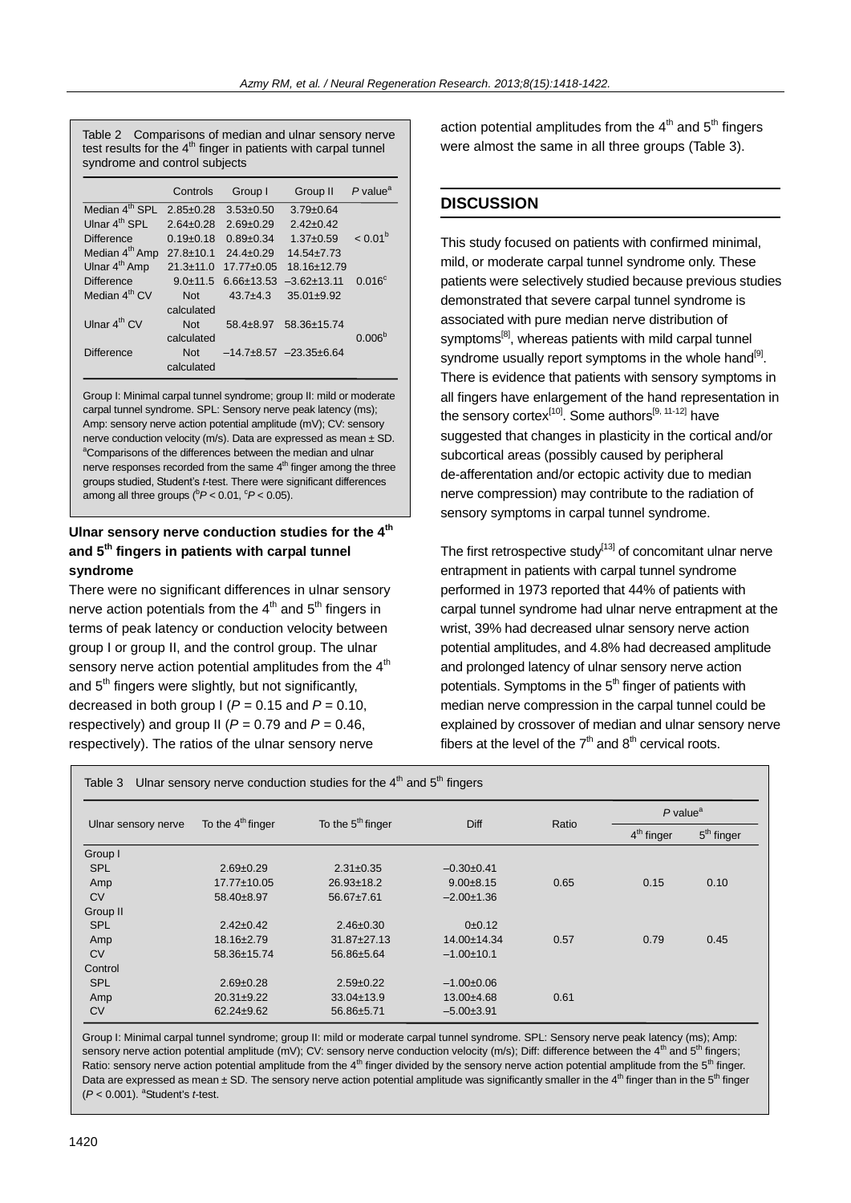Table 2 Comparisons of median and ulnar sensory nerve test results for the 4th finger in patients with carpal tunnel syndrome and control subjects

| | Controls | Group I | Group II | $P$ value[a] |
|---|---|---|---|---|
| Median 4th SPL | 2.85±0.28 | 3.53±0.50 | 3.79±0.64 | |
| Ulnar 4th SPL | 2.64±0.28 | 2.69±0.29 | 2.42±0.42 | |
| Difference | 0.19±0.18 | 0.89±0.34 | 1.37±0.59 | < 0.01[b] |
| Median 4th Amp | 27.8±10.1 | 24.4±0.29 | 14.54±7.73 | |
| Ulnar 4th Amp | 21.3±11.0 | 17.77±0.05 | 18.16±12.79 | |
| Difference | 9.0±11.5 | 6.66±13.53 | –3.62±13.11 | 0.016[c] |
| Median 4th CV | Not calculated | 43.7±4.3 | 35.01±9.92 | |
| Ulnar 4th CV | Not calculated | 58.4±8.97 | 58.36±15.74 | 0.006[b] |
| Difference | Not calculated | –14.7±8.57 | –23.35±6.64 | |

Group I: Minimal carpal tunnel syndrome; group II: mild or moderate carpal tunnel syndrome. SPL: Sensory nerve peak latency (ms); Amp: sensory nerve action potential amplitude (mV); CV: sensory nerve conduction velocity (m/s). Data are expressed as mean ± SD. [a]Comparisons of the differences between the median and ulnar nerve responses recorded from the same 4th finger among the three groups studied, Student's $t$-test. There were significant differences among all three groups ([b]$P < 0.01$, [c]$P < 0.05$).

### Ulnar sensory nerve conduction studies for the 4th and 5th fingers in patients with carpal tunnel syndrome

There were no significant differences in ulnar sensory nerve action potentials from the 4th and 5th fingers in terms of peak latency or conduction velocity between group I or group II, and the control group. The ulnar sensory nerve action potential amplitudes from the 4th and 5th fingers were slightly, but not significantly, decreased in both group I ($P = 0.15$ and $P = 0.10$, respectively) and group II ($P = 0.79$ and $P = 0.46$, respectively). The ratios of the ulnar sensory nerve action potential amplitudes from the 4th and 5th fingers were almost the same in all three groups (Table 3).

## DISCUSSION

This study focused on patients with confirmed minimal, mild, or moderate carpal tunnel syndrome only. These patients were selectively studied because previous studies demonstrated that severe carpal tunnel syndrome is associated with pure median nerve distribution of symptoms[8], whereas patients with mild carpal tunnel syndrome usually report symptoms in the whole hand[9]. There is evidence that patients with sensory symptoms in all fingers have enlargement of the hand representation in the sensory cortex[10]. Some authors[9, 11-12] have suggested that changes in plasticity in the cortical and/or subcortical areas (possibly caused by peripheral de-afferentation and/or ectopic activity due to median nerve compression) may contribute to the radiation of sensory symptoms in carpal tunnel syndrome.

The first retrospective study[13] of concomitant ulnar nerve entrapment in patients with carpal tunnel syndrome performed in 1973 reported that 44% of patients with carpal tunnel syndrome had ulnar nerve entrapment at the wrist, 39% had decreased ulnar sensory nerve action potential amplitudes, and 4.8% had decreased amplitude and prolonged latency of ulnar sensory nerve action potentials. Symptoms in the 5th finger of patients with median nerve compression in the carpal tunnel could be explained by crossover of median and ulnar sensory nerve fibers at the level of the 7th and 8th cervical roots.

Table 3 Ulnar sensory nerve conduction studies for the 4th and 5th fingers

| Ulnar sensory nerve | To the 4th finger | To the 5th finger | Diff | Ratio | $P$ value[a] | |
|---|---|---|---|---|---|---|
| | | | | | 4th finger | 5th finger |
| Group I | | | | | | |
| SPL | 2.69±0.29 | 2.31±0.35 | –0.30±0.41 | | | |
| Amp | 17.77±10.05 | 26.93±18.2 | 9.00±8.15 | 0.65 | 0.15 | 0.10 |
| CV | 58.40±8.97 | 56.67±7.61 | –2.00±1.36 | | | |
| Group II | | | | | | |
| SPL | 2.42±0.42 | 2.46±0.30 | 0±0.12 | | | |
| Amp | 18.16±2.79 | 31.87±27.13 | 14.00±14.34 | 0.57 | 0.79 | 0.45 |
| CV | 58.36±15.74 | 56.86±5.64 | –1.00±10.1 | | | |
| Control | | | | | | |
| SPL | 2.69±0.28 | 2.59±0.22 | –1.00±0.06 | | | |
| Amp | 20.31±9.22 | 33.04±13.9 | 13.00±4.68 | 0.61 | | |
| CV | 62.24±9.62 | 56.86±5.71 | –5.00±3.91 | | | |

Group I: Minimal carpal tunnel syndrome; group II: mild or moderate carpal tunnel syndrome. SPL: Sensory nerve peak latency (ms); Amp: sensory nerve action potential amplitude (mV); CV: sensory nerve conduction velocity (m/s); Diff: difference between the 4th and 5th fingers; Ratio: sensory nerve action potential amplitude from the 4th finger divided by the sensory nerve action potential amplitude from the 5th finger. Data are expressed as mean ± SD. The sensory nerve action potential amplitude was significantly smaller in the 4th finger than in the 5th finger ($P < 0.001$). [a]Student's $t$-test.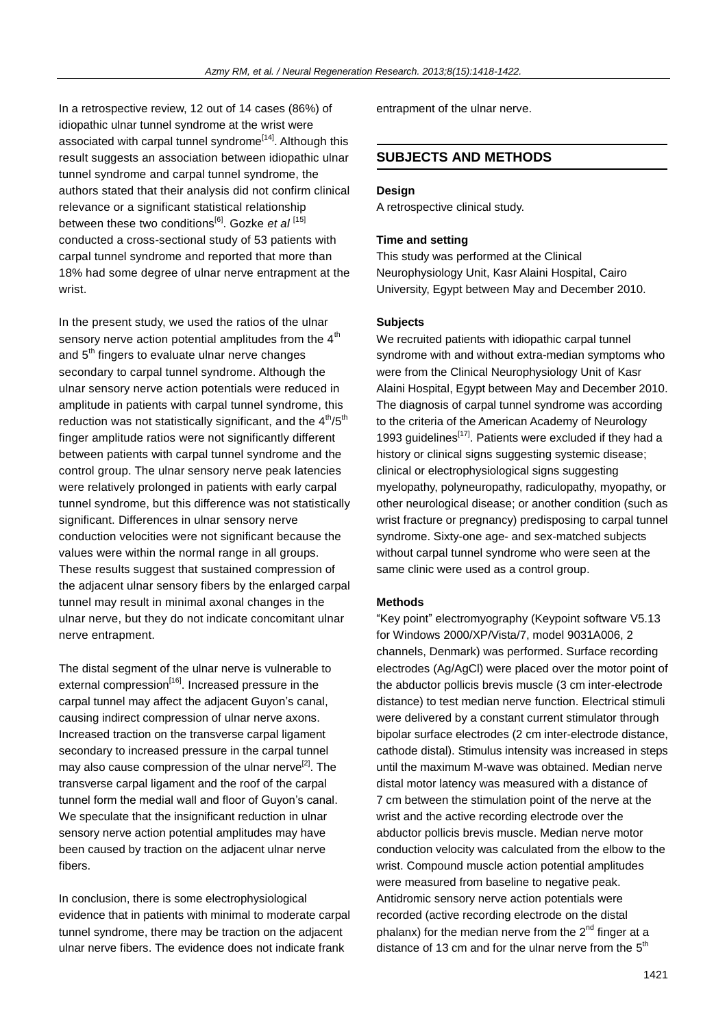In a retrospective review, 12 out of 14 cases (86%) of idiopathic ulnar tunnel syndrome at the wrist were associated with carpal tunnel syndrome[14]. Although this result suggests an association between idiopathic ulnar tunnel syndrome and carpal tunnel syndrome, the authors stated that their analysis did not confirm clinical relevance or a significant statistical relationship between these two conditions[6]. Gozke *et al* [15] conducted a cross-sectional study of 53 patients with carpal tunnel syndrome and reported that more than 18% had some degree of ulnar nerve entrapment at the wrist.

In the present study, we used the ratios of the ulnar sensory nerve action potential amplitudes from the $4^{th}$ and $5^{th}$ fingers to evaluate ulnar nerve changes secondary to carpal tunnel syndrome. Although the ulnar sensory nerve action potentials were reduced in amplitude in patients with carpal tunnel syndrome, this reduction was not statistically significant, and the $4^{th}/5^{th}$ finger amplitude ratios were not significantly different between patients with carpal tunnel syndrome and the control group. The ulnar sensory nerve peak latencies were relatively prolonged in patients with early carpal tunnel syndrome, but this difference was not statistically significant. Differences in ulnar sensory nerve conduction velocities were not significant because the values were within the normal range in all groups. These results suggest that sustained compression of the adjacent ulnar sensory fibers by the enlarged carpal tunnel may result in minimal axonal changes in the ulnar nerve, but they do not indicate concomitant ulnar nerve entrapment.

The distal segment of the ulnar nerve is vulnerable to external compression[16]. Increased pressure in the carpal tunnel may affect the adjacent Guyon's canal, causing indirect compression of ulnar nerve axons. Increased traction on the transverse carpal ligament secondary to increased pressure in the carpal tunnel may also cause compression of the ulnar nerve[2]. The transverse carpal ligament and the roof of the carpal tunnel form the medial wall and floor of Guyon's canal. We speculate that the insignificant reduction in ulnar sensory nerve action potential amplitudes may have been caused by traction on the adjacent ulnar nerve fibers.

In conclusion, there is some electrophysiological evidence that in patients with minimal to moderate carpal tunnel syndrome, there may be traction on the adjacent ulnar nerve fibers. The evidence does not indicate frank entrapment of the ulnar nerve.

## SUBJECTS AND METHODS

### Design

A retrospective clinical study.

### Time and setting

This study was performed at the Clinical Neurophysiology Unit, Kasr Alaini Hospital, Cairo University, Egypt between May and December 2010.

### Subjects

We recruited patients with idiopathic carpal tunnel syndrome with and without extra-median symptoms who were from the Clinical Neurophysiology Unit of Kasr Alaini Hospital, Egypt between May and December 2010. The diagnosis of carpal tunnel syndrome was according to the criteria of the American Academy of Neurology 1993 guidelines[17]. Patients were excluded if they had a history or clinical signs suggesting systemic disease; clinical or electrophysiological signs suggesting myelopathy, polyneuropathy, radiculopathy, myopathy, or other neurological disease; or another condition (such as wrist fracture or pregnancy) predisposing to carpal tunnel syndrome. Sixty-one age- and sex-matched subjects without carpal tunnel syndrome who were seen at the same clinic were used as a control group.

### Methods

"Key point" electromyography (Keypoint software V5.13 for Windows 2000/XP/Vista/7, model 9031A006, 2 channels, Denmark) was performed. Surface recording electrodes (Ag/AgCl) were placed over the motor point of the abductor pollicis brevis muscle (3 cm inter-electrode distance) to test median nerve function. Electrical stimuli were delivered by a constant current stimulator through bipolar surface electrodes (2 cm inter-electrode distance, cathode distal). Stimulus intensity was increased in steps until the maximum M-wave was obtained. Median nerve distal motor latency was measured with a distance of 7 cm between the stimulation point of the nerve at the wrist and the active recording electrode over the abductor pollicis brevis muscle. Median nerve motor conduction velocity was calculated from the elbow to the wrist. Compound muscle action potential amplitudes were measured from baseline to negative peak. Antidromic sensory nerve action potentials were recorded (active recording electrode on the distal phalanx) for the median nerve from the $2^{nd}$ finger at a distance of 13 cm and for the ulnar nerve from the $5^{th}$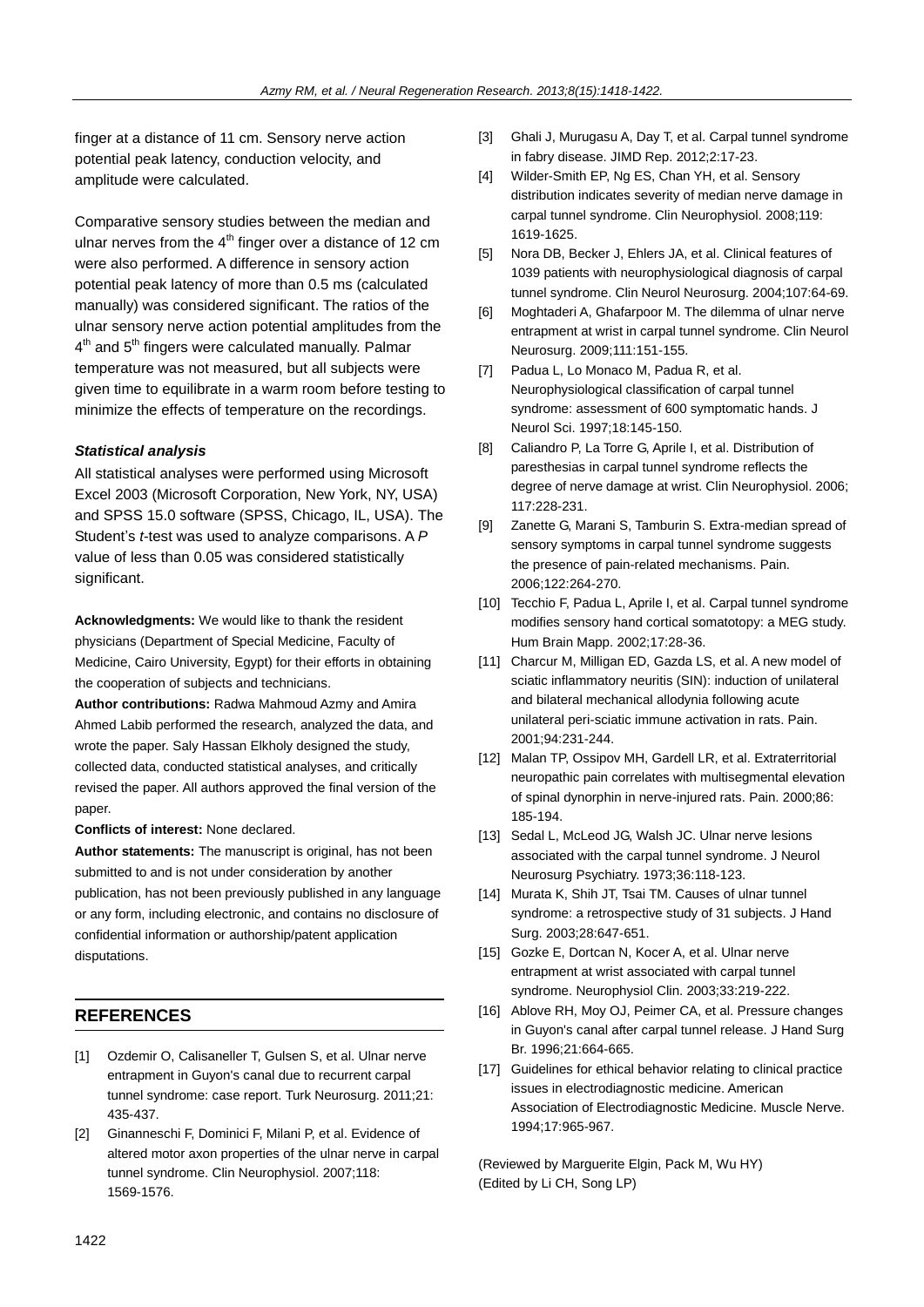finger at a distance of 11 cm. Sensory nerve action potential peak latency, conduction velocity, and amplitude were calculated.

Comparative sensory studies between the median and ulnar nerves from the $4^{th}$ finger over a distance of 12 cm were also performed. A difference in sensory action potential peak latency of more than 0.5 ms (calculated manually) was considered significant. The ratios of the ulnar sensory nerve action potential amplitudes from the $4^{th}$ and $5^{th}$ fingers were calculated manually. Palmar temperature was not measured, but all subjects were given time to equilibrate in a warm room before testing to minimize the effects of temperature on the recordings.

#### *Statistical analysis*

All statistical analyses were performed using Microsoft Excel 2003 (Microsoft Corporation, New York, NY, USA) and SPSS 15.0 software (SPSS, Chicago, IL, USA). The Student's *t*-test was used to analyze comparisons. A *P* value of less than 0.05 was considered statistically significant.

**Acknowledgments:** We would like to thank the resident physicians (Department of Special Medicine, Faculty of Medicine, Cairo University, Egypt) for their efforts in obtaining the cooperation of subjects and technicians.

**Author contributions:** Radwa Mahmoud Azmy and Amira Ahmed Labib performed the research, analyzed the data, and wrote the paper. Saly Hassan Elkholy designed the study, collected data, conducted statistical analyses, and critically revised the paper. All authors approved the final version of the paper.

**Conflicts of interest:** None declared.

**Author statements:** The manuscript is original, has not been submitted to and is not under consideration by another publication, has not been previously published in any language or any form, including electronic, and contains no disclosure of confidential information or authorship/patent application disputations.

## REFERENCES

[1] Ozdemir O, Calisaneller T, Gulsen S, et al. Ulnar nerve entrapment in Guyon's canal due to recurrent carpal tunnel syndrome: case report. Turk Neurosurg. 2011;21: 435-437.

[2] Ginanneschi F, Dominici F, Milani P, et al. Evidence of altered motor axon properties of the ulnar nerve in carpal tunnel syndrome. Clin Neurophysiol. 2007;118: 1569-1576.

[3] Ghali J, Murugasu A, Day T, et al. Carpal tunnel syndrome in fabry disease. JIMD Rep. 2012;2:17-23.

[4] Wilder-Smith EP, Ng ES, Chan YH, et al. Sensory distribution indicates severity of median nerve damage in carpal tunnel syndrome. Clin Neurophysiol. 2008;119: 1619-1625.

[5] Nora DB, Becker J, Ehlers JA, et al. Clinical features of 1039 patients with neurophysiological diagnosis of carpal tunnel syndrome. Clin Neurol Neurosurg. 2004;107:64-69.

[6] Moghtaderi A, Ghafarpoor M. The dilemma of ulnar nerve entrapment at wrist in carpal tunnel syndrome. Clin Neurol Neurosurg. 2009;111:151-155.

[7] Padua L, Lo Monaco M, Padua R, et al. Neurophysiological classification of carpal tunnel syndrome: assessment of 600 symptomatic hands. J Neurol Sci. 1997;18:145-150.

[8] Caliandro P, La Torre G, Aprile I, et al. Distribution of paresthesias in carpal tunnel syndrome reflects the degree of nerve damage at wrist. Clin Neurophysiol. 2006; 117:228-231.

[9] Zanette G, Marani S, Tamburin S. Extra-median spread of sensory symptoms in carpal tunnel syndrome suggests the presence of pain-related mechanisms. Pain. 2006;122:264-270.

[10] Tecchio F, Padua L, Aprile I, et al. Carpal tunnel syndrome modifies sensory hand cortical somatotopy: a MEG study. Hum Brain Mapp. 2002;17:28-36.

[11] Charcur M, Milligan ED, Gazda LS, et al. A new model of sciatic inflammatory neuritis (SIN): induction of unilateral and bilateral mechanical allodynia following acute unilateral peri-sciatic immune activation in rats. Pain. 2001;94:231-244.

[12] Malan TP, Ossipov MH, Gardell LR, et al. Extraterritorial neuropathic pain correlates with multisegmental elevation of spinal dynorphin in nerve-injured rats. Pain. 2000;86: 185-194.

[13] Sedal L, McLeod JG, Walsh JC. Ulnar nerve lesions associated with the carpal tunnel syndrome. J Neurol Neurosurg Psychiatry. 1973;36:118-123.

[14] Murata K, Shih JT, Tsai TM. Causes of ulnar tunnel syndrome: a retrospective study of 31 subjects. J Hand Surg. 2003;28:647-651.

[15] Gozke E, Dortcan N, Kocer A, et al. Ulnar nerve entrapment at wrist associated with carpal tunnel syndrome. Neurophysiol Clin. 2003;33:219-222.

[16] Ablove RH, Moy OJ, Peimer CA, et al. Pressure changes in Guyon's canal after carpal tunnel release. J Hand Surg Br. 1996;21:664-665.

[17] Guidelines for ethical behavior relating to clinical practice issues in electrodiagnostic medicine. American Association of Electrodiagnostic Medicine. Muscle Nerve. 1994;17:965-967.

(Reviewed by Marguerite Elgin, Pack M, Wu HY)
(Edited by Li CH, Song LP)